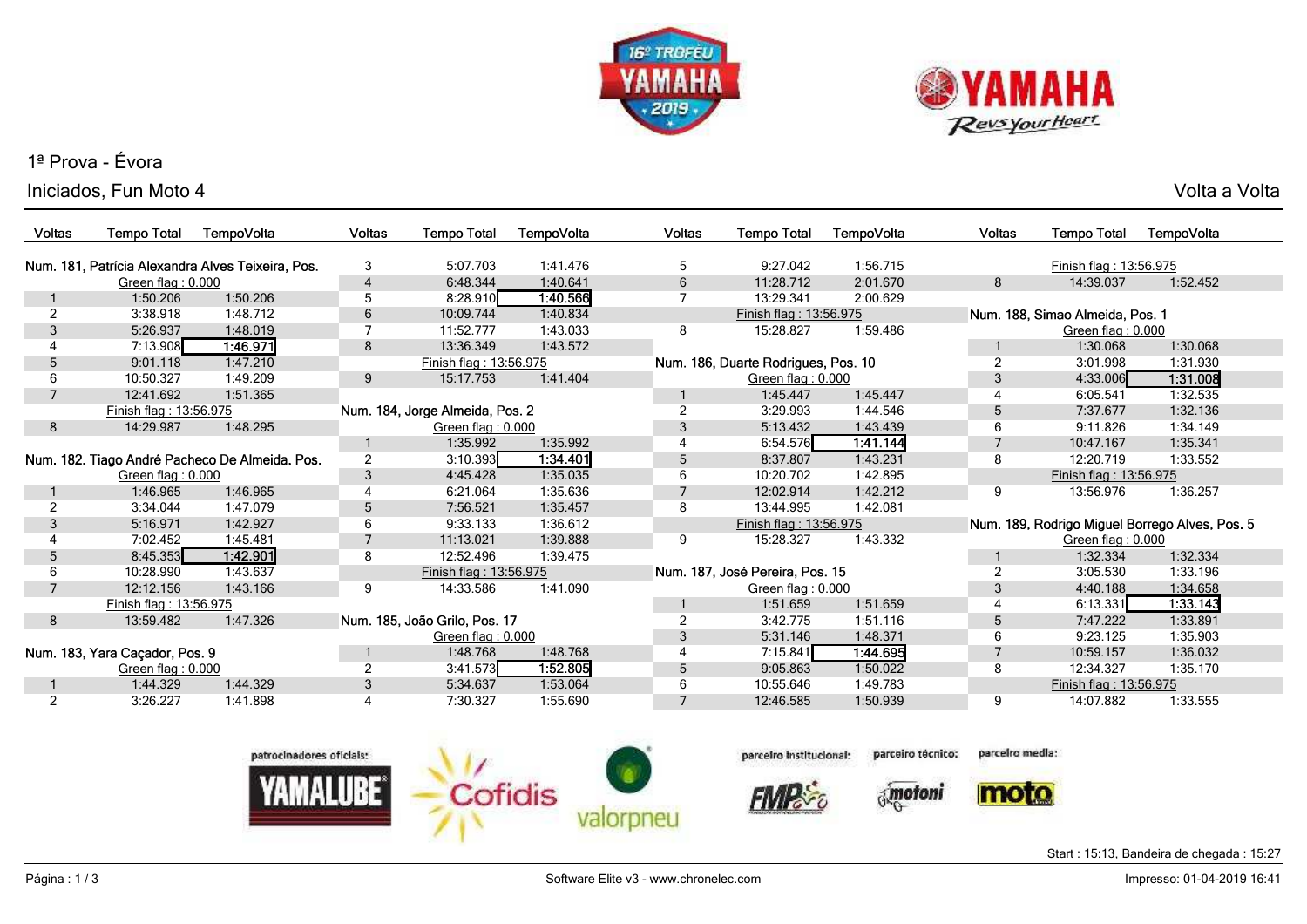# 1ª Prova - Évora

## Iniciados, Fun Moto 4

Volta a Volta

### Num. 181, Patrícia Alexandra Alves Teixeira, Pos.

Green flag : 0.000

| Voltas | Tempo Total | TempoVolta |
|---|---|---|
| 1 | 1:50.206 | 1:50.206 |
| 2 | 3:38.918 | 1:48.712 |
| 3 | 5:26.937 | 1:48.019 |
| 4 | 7:13.908 | **1:46.971** |
| 5 | 9:01.118 | 1:47.210 |
| 6 | 10:50.327 | 1:49.209 |
| 7 | 12:41.692 | 1:51.365 |
| | Finish flag : 13:56.975 | |
| 8 | 14:29.987 | 1:48.295 |

### Num. 182, Tiago André Pacheco De Almeida, Pos.

Green flag : 0.000

| Voltas | Tempo Total | TempoVolta |
|---|---|---|
| 1 | 1:46.965 | 1:46.965 |
| 2 | 3:34.044 | 1:47.079 |
| 3 | 5:16.971 | 1:42.927 |
| 4 | 7:02.452 | 1:45.481 |
| 5 | 8:45.353 | **1:42.901** |
| 6 | 10:28.990 | 1:43.637 |
| 7 | 12:12.156 | 1:43.166 |
| | Finish flag : 13:56.975 | |
| 8 | 13:59.482 | 1:47.326 |

### Num. 183, Yara Caçador, Pos. 9

Green flag : 0.000

| Voltas | Tempo Total | TempoVolta |
|---|---|---|
| 1 | 1:44.329 | 1:44.329 |
| 2 | 3:26.227 | 1:41.898 |
| 3 | 5:07.703 | 1:41.476 |
| 4 | 6:48.344 | 1:40.641 |
| 5 | 8:28.910 | **1:40.566** |
| 6 | 10:09.744 | 1:40.834 |
| 7 | 11:52.777 | 1:43.033 |
| 8 | 13:36.349 | 1:43.572 |
| | Finish flag : 13:56.975 | |
| 9 | 15:17.753 | 1:41.404 |

### Num. 184, Jorge Almeida, Pos. 2

Green flag : 0.000

| Voltas | Tempo Total | TempoVolta |
|---|---|---|
| 1 | 1:35.992 | 1:35.992 |
| 2 | 3:10.393 | **1:34.401** |
| 3 | 4:45.428 | 1:35.035 |
| 4 | 6:21.064 | 1:35.636 |
| 5 | 7:56.521 | 1:35.457 |
| 6 | 9:33.133 | 1:36.612 |
| 7 | 11:13.021 | 1:39.888 |
| 8 | 12:52.496 | 1:39.475 |
| | Finish flag : 13:56.975 | |
| 9 | 14:33.586 | 1:41.090 |

### Num. 185, João Grilo, Pos. 17

Green flag : 0.000

| Voltas | Tempo Total | TempoVolta |
|---|---|---|
| 1 | 1:48.768 | 1:48.768 |
| 2 | 3:41.573 | **1:52.805** |
| 3 | 5:34.637 | 1:53.064 |
| 4 | 7:30.327 | 1:55.690 |
| 5 | 9:27.042 | 1:56.715 |
| 6 | 11:28.712 | 2:01.670 |
| 7 | 13:29.341 | 2:00.629 |
| | Finish flag : 13:56.975 | |
| 8 | 15:28.827 | 1:59.486 |

### Num. 186, Duarte Rodrigues, Pos. 10

Green flag : 0.000

| Voltas | Tempo Total | TempoVolta |
|---|---|---|
| 1 | 1:45.447 | 1:45.447 |
| 2 | 3:29.993 | 1:44.546 |
| 3 | 5:13.432 | 1:43.439 |
| 4 | 6:54.576 | **1:41.144** |
| 5 | 8:37.807 | 1:43.231 |
| 6 | 10:20.702 | 1:42.895 |
| 7 | 12:02.914 | 1:42.212 |
| 8 | 13:44.995 | 1:42.081 |
| | Finish flag : 13:56.975 | |
| 9 | 15:28.327 | 1:43.332 |

### Num. 187, José Pereira, Pos. 15

Green flag : 0.000

| Voltas | Tempo Total | TempoVolta |
|---|---|---|
| 1 | 1:51.659 | 1:51.659 |
| 2 | 3:42.775 | 1:51.116 |
| 3 | 5:31.146 | 1:48.371 |
| 4 | 7:15.841 | **1:44.695** |
| 5 | 9:05.863 | 1:50.022 |
| 6 | 10:55.646 | 1:49.783 |
| 7 | 12:46.585 | 1:50.939 |
| | Finish flag : 13:56.975 | |
| 8 | 14:39.037 | 1:52.452 |

### Num. 188, Simao Almeida, Pos. 1

Green flag : 0.000

| Voltas | Tempo Total | TempoVolta |
|---|---|---|
| 1 | 1:30.068 | 1:30.068 |
| 2 | 3:01.998 | 1:31.930 |
| 3 | 4:33.006 | **1:31.008** |
| 4 | 6:05.541 | 1:32.535 |
| 5 | 7:37.677 | 1:32.136 |
| 6 | 9:11.826 | 1:34.149 |
| 7 | 10:47.167 | 1:35.341 |
| 8 | 12:20.719 | 1:33.552 |
| | Finish flag : 13:56.975 | |
| 9 | 13:56.976 | 1:36.257 |

### Num. 189, Rodrigo Miguel Borrego Alves, Pos. 5

Green flag : 0.000

| Voltas | Tempo Total | TempoVolta |
|---|---|---|
| 1 | 1:32.334 | 1:32.334 |
| 2 | 3:05.530 | 1:33.196 |
| 3 | 4:40.188 | 1:34.658 |
| 4 | 6:13.331 | **1:33.143** |
| 5 | 7:47.222 | 1:33.891 |
| 6 | 9:23.125 | 1:35.903 |
| 7 | 10:59.157 | 1:36.032 |
| 8 | 12:34.327 | 1:35.170 |
| | Finish flag : 13:56.975 | |
| 9 | 14:07.882 | 1:33.555 |

patrocinadores oficiais: YAMALUBE, Cofidis, valorpneu — parceiro institucional: FMP — parceiro técnico: motoni — parceiro media: moto

Start : 15:13, Bandeira de chegada : 15:27

Software Elite v3 - www.chronelec.com

Impresso: 01-04-2019 16:41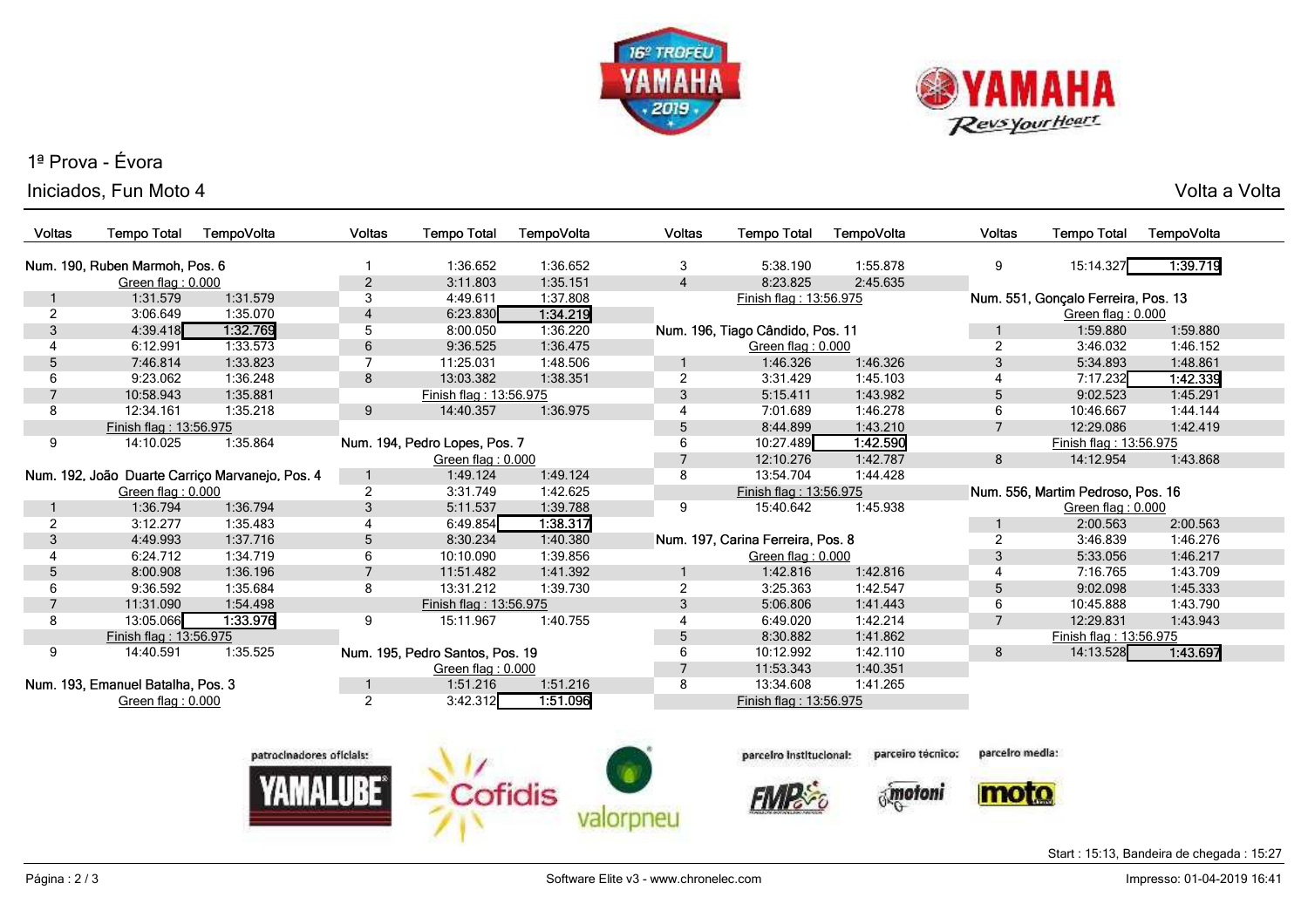# 1ª Prova - Évora

## Iniciados, Fun Moto 4

Volta a Volta

### Num. 190, Ruben Marmoh, Pos. 6

Green flag : 0.000

| Voltas | Tempo Total | TempoVolta |
|---|---|---|
| 1 | 1:31.579 | 1:31.579 |
| 2 | 3:06.649 | 1:35.070 |
| 3 | 4:39.418 | **1:32.769** |
| 4 | 6:12.991 | 1:33.573 |
| 5 | 7:46.814 | 1:33.823 |
| 6 | 9:23.062 | 1:36.248 |
| 7 | 10:58.943 | 1:35.881 |
| 8 | 12:34.161 | 1:35.218 |
| Finish flag : 13:56.975 | | |
| 9 | 14:10.025 | 1:35.864 |

### Num. 192, João Duarte Carriço Marvanejo, Pos. 4

Green flag : 0.000

| Voltas | Tempo Total | TempoVolta |
|---|---|---|
| 1 | 1:36.794 | 1:36.794 |
| 2 | 3:12.277 | 1:35.483 |
| 3 | 4:49.993 | 1:37.716 |
| 4 | 6:24.712 | 1:34.719 |
| 5 | 8:00.908 | 1:36.196 |
| 6 | 9:36.592 | 1:35.684 |
| 7 | 11:31.090 | 1:54.498 |
| 8 | 13:05.066 | **1:33.976** |
| Finish flag : 13:56.975 | | |
| 9 | 14:40.591 | 1:35.525 |

### Num. 193, Emanuel Batalha, Pos. 3

Green flag : 0.000

| Voltas | Tempo Total | TempoVolta |
|---|---|---|
| 1 | 1:36.652 | 1:36.652 |
| 2 | 3:11.803 | 1:35.151 |
| 3 | 4:49.611 | 1:37.808 |
| 4 | 6:23.830 | **1:34.219** |
| 5 | 8:00.050 | 1:36.220 |
| 6 | 9:36.525 | 1:36.475 |
| 7 | 11:25.031 | 1:48.506 |
| 8 | 13:03.382 | 1:38.351 |
| Finish flag : 13:56.975 | | |
| 9 | 14:40.357 | 1:36.975 |

### Num. 194, Pedro Lopes, Pos. 7

Green flag : 0.000

| Voltas | Tempo Total | TempoVolta |
|---|---|---|
| 1 | 1:49.124 | 1:49.124 |
| 2 | 3:31.749 | 1:42.625 |
| 3 | 5:11.537 | 1:39.788 |
| 4 | 6:49.854 | **1:38.317** |
| 5 | 8:30.234 | 1:40.380 |
| 6 | 10:10.090 | 1:39.856 |
| 7 | 11:51.482 | 1:41.392 |
| 8 | 13:31.212 | 1:39.730 |
| Finish flag : 13:56.975 | | |
| 9 | 15:11.967 | 1:40.755 |

### Num. 195, Pedro Santos, Pos. 19

Green flag : 0.000

| Voltas | Tempo Total | TempoVolta |
|---|---|---|
| 1 | 1:51.216 | 1:51.216 |
| 2 | 3:42.312 | **1:51.096** |
| 3 | 5:38.190 | 1:55.878 |
| 4 | 8:23.825 | 2:45.635 |
| Finish flag : 13:56.975 | | |

### Num. 196, Tiago Cândido, Pos. 11

Green flag : 0.000

| Voltas | Tempo Total | TempoVolta |
|---|---|---|
| 1 | 1:46.326 | 1:46.326 |
| 2 | 3:31.429 | 1:45.103 |
| 3 | 5:15.411 | 1:43.982 |
| 4 | 7:01.689 | 1:46.278 |
| 5 | 8:44.899 | 1:43.210 |
| 6 | 10:27.489 | **1:42.590** |
| 7 | 12:10.276 | 1:42.787 |
| 8 | 13:54.704 | 1:44.428 |
| Finish flag : 13:56.975 | | |
| 9 | 15:40.642 | 1:45.938 |

### Num. 197, Carina Ferreira, Pos. 8

Green flag : 0.000

| Voltas | Tempo Total | TempoVolta |
|---|---|---|
| 1 | 1:42.816 | 1:42.816 |
| 2 | 3:25.363 | 1:42.547 |
| 3 | 5:06.806 | 1:41.443 |
| 4 | 6:49.020 | 1:42.214 |
| 5 | 8:30.882 | 1:41.862 |
| 6 | 10:12.992 | 1:42.110 |
| 7 | 11:53.343 | 1:40.351 |
| 8 | 13:34.608 | 1:41.265 |
| Finish flag : 13:56.975 | | |
| 9 | 15:14.327 | **1:39.719** |

### Num. 551, Gonçalo Ferreira, Pos. 13

Green flag : 0.000

| Voltas | Tempo Total | TempoVolta |
|---|---|---|
| 1 | 1:59.880 | 1:59.880 |
| 2 | 3:46.032 | 1:46.152 |
| 3 | 5:34.893 | 1:48.861 |
| 4 | 7:17.232 | **1:42.339** |
| 5 | 9:02.523 | 1:45.291 |
| 6 | 10:46.667 | 1:44.144 |
| 7 | 12:29.086 | 1:42.419 |
| Finish flag : 13:56.975 | | |
| 8 | 14:12.954 | 1:43.868 |

### Num. 556, Martim Pedroso, Pos. 16

Green flag : 0.000

| Voltas | Tempo Total | TempoVolta |
|---|---|---|
| 1 | 2:00.563 | 2:00.563 |
| 2 | 3:46.839 | 1:46.276 |
| 3 | 5:33.056 | 1:46.217 |
| 4 | 7:16.765 | 1:43.709 |
| 5 | 9:02.098 | 1:45.333 |
| 6 | 10:45.888 | 1:43.790 |
| 7 | 12:29.831 | 1:43.943 |
| Finish flag : 13:56.975 | | |
| 8 | 14:13.528 | **1:43.697** |

patrocinadores oficiais: YAMALUBE, Cofidis, valorpneu — parceiro institucional: FMP — parceiro técnico: motoni — parceiro media: moto

Start : 15:13, Bandeira de chegada : 15:27

Software Elite v3 - www.chronelec.com

Impresso: 01-04-2019 16:41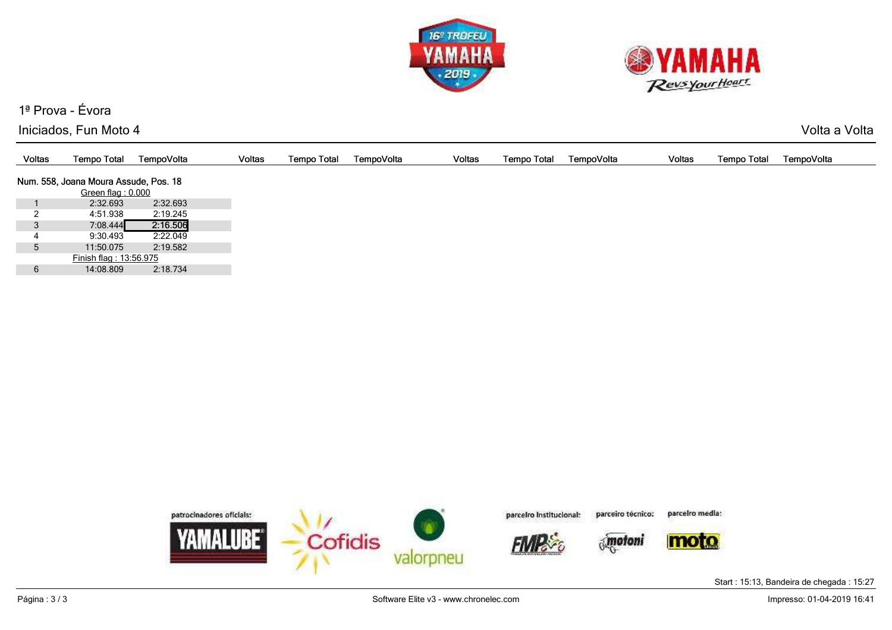1ª Prova - Évora

Iniciados, Fun Moto 4

Volta a Volta

**Num. 558, Joana Moura Assude, Pos. 18**

| Voltas | Tempo Total | TempoVolta |
|---|---|---|
| | Green flag : 0.000 | |
| 1 | 2:32.693 | 2:32.693 |
| 2 | 4:51.938 | 2:19.245 |
| 3 | 7:08.444 | **2:16.506** |
| 4 | 9:30.493 | 2:22.049 |
| 5 | 11:50.075 | 2:19.582 |
| | Finish flag : 13:56.975 | |
| 6 | 14:08.809 | 2:18.734 |

patrocinadores oficiais: YAMALUBE, Cofidis, valorpneu — parceiro institucional: FMP — parceiro técnico: motoni — parceiro media: moto

Start : 15:13, Bandeira de chegada : 15:27

Software Elite v3 - www.chronelec.com

Impresso: 01-04-2019 16:41